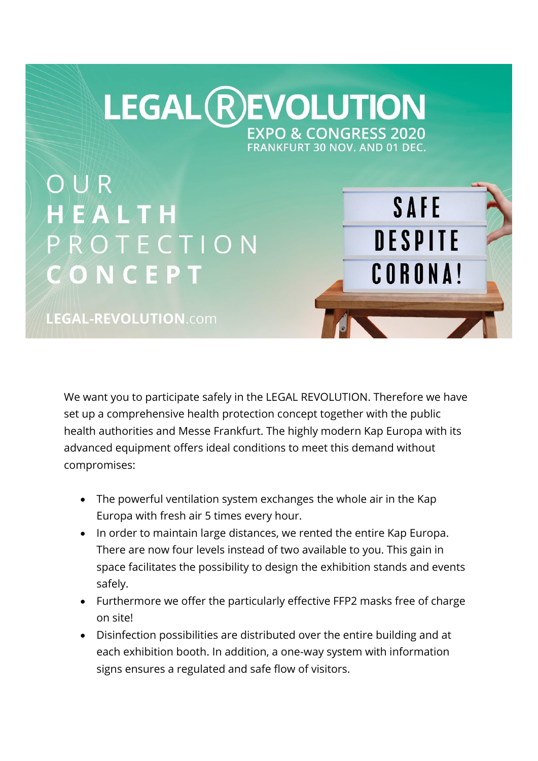# LEGAL REVOLUTION

## EXPO & CONGRESS 2020

FRANKFURT 30 NOV. AND 01 DEC.

# OUR HEALTH PROTECTION CONCEPT

SAFE DESPITE CORONA!

LEGAL-REVOLUTION.com

We want you to participate safely in the LEGAL REVOLUTION. Therefore we have set up a comprehensive health protection concept together with the public health authorities and Messe Frankfurt. The highly modern Kap Europa with its advanced equipment offers ideal conditions to meet this demand without compromises:

- The powerful ventilation system exchanges the whole air in the Kap Europa with fresh air 5 times every hour.
- In order to maintain large distances, we rented the entire Kap Europa. There are now four levels instead of two available to you. This gain in space facilitates the possibility to design the exhibition stands and events safely.
- Furthermore we offer the particularly effective FFP2 masks free of charge on site!
- Disinfection possibilities are distributed over the entire building and at each exhibition booth. In addition, a one-way system with information signs ensures a regulated and safe flow of visitors.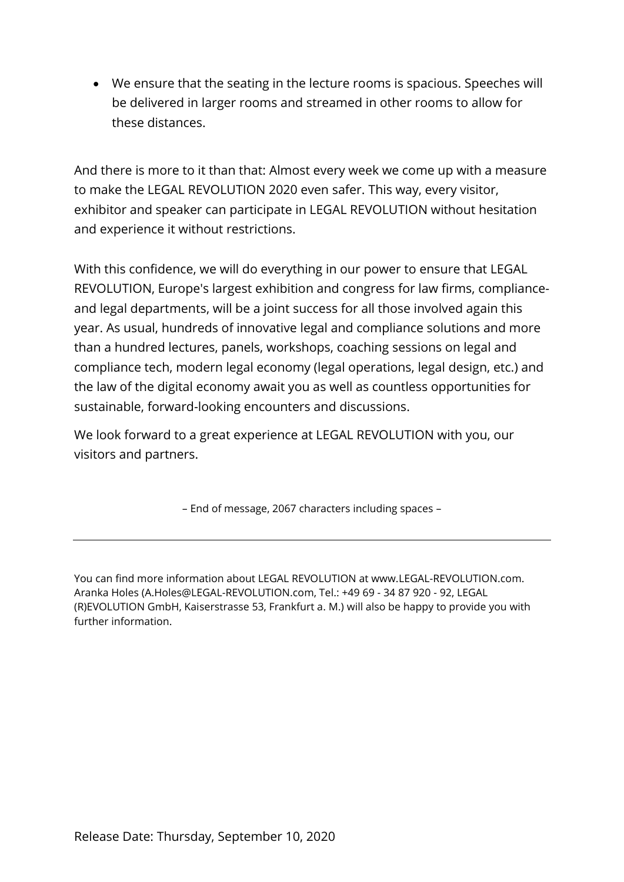- We ensure that the seating in the lecture rooms is spacious. Speeches will be delivered in larger rooms and streamed in other rooms to allow for these distances.

And there is more to it than that: Almost every week we come up with a measure to make the LEGAL REVOLUTION 2020 even safer. This way, every visitor, exhibitor and speaker can participate in LEGAL REVOLUTION without hesitation and experience it without restrictions.

With this confidence, we will do everything in our power to ensure that LEGAL REVOLUTION, Europe's largest exhibition and congress for law firms, compliance- and legal departments, will be a joint success for all those involved again this year. As usual, hundreds of innovative legal and compliance solutions and more than a hundred lectures, panels, workshops, coaching sessions on legal and compliance tech, modern legal economy (legal operations, legal design, etc.) and the law of the digital economy await you as well as countless opportunities for sustainable, forward-looking encounters and discussions.

We look forward to a great experience at LEGAL REVOLUTION with you, our visitors and partners.

– End of message, 2067 characters including spaces –

---

You can find more information about LEGAL REVOLUTION at www.LEGAL-REVOLUTION.com. Aranka Holes (A.Holes@LEGAL-REVOLUTION.com, Tel.: +49 69 - 34 87 920 - 92, LEGAL (R)EVOLUTION GmbH, Kaiserstrasse 53, Frankfurt a. M.) will also be happy to provide you with further information.

Release Date: Thursday, September 10, 2020